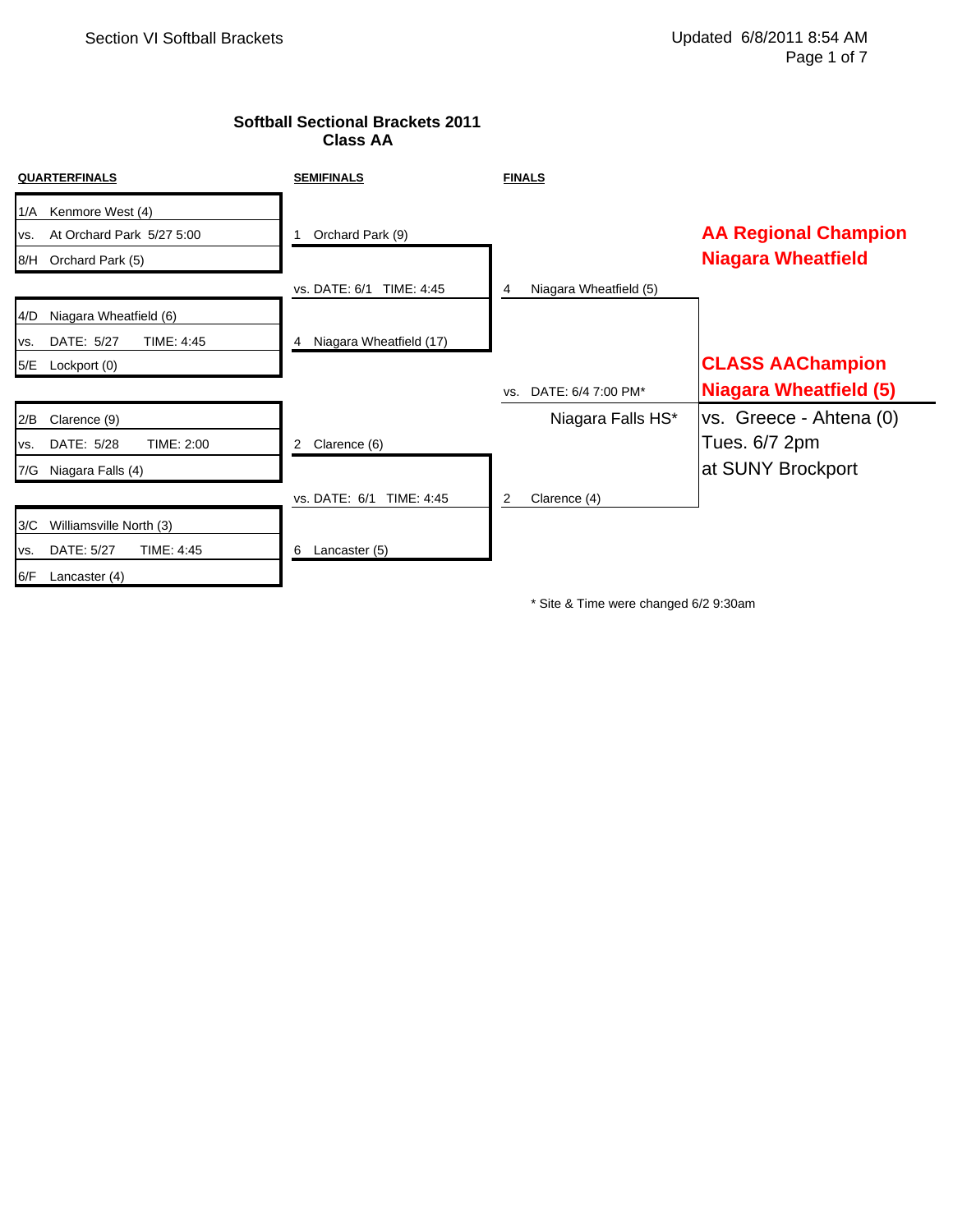# Softball Sectional Brackets 2011
## Class AA

### QUARTERFINALS

1/A Kenmore West (4)
vs. At Orchard Park 5/27 5:00
8/H Orchard Park (5)

4/D Niagara Wheatfield (6)
vs. DATE: 5/27 TIME: 4:45
5/E Lockport (0)

2/B Clarence (9)
vs. DATE: 5/28 TIME: 2:00
7/G Niagara Falls (4)

3/C Williamsville North (3)
vs. DATE: 5/27 TIME: 4:45
6/F Lancaster (4)

### SEMIFINALS

1 Orchard Park (9)
vs. DATE: 6/1 TIME: 4:45
4 Niagara Wheatfield (17)

2 Clarence (6)
vs. DATE: 6/1 TIME: 4:45
6 Lancaster (5)

### FINALS

4 Niagara Wheatfield (5)
vs. DATE: 6/4 7:00 PM*
Niagara Falls HS*
2 Clarence (4)

**AA Regional Champion**
**Niagara Wheatfield**

**CLASS AAChampion**
**Niagara Wheatfield (5)**
vs. Greece - Ahtena (0)
Tues. 6/7 2pm
at SUNY Brockport

* Site & Time were changed 6/2 9:30am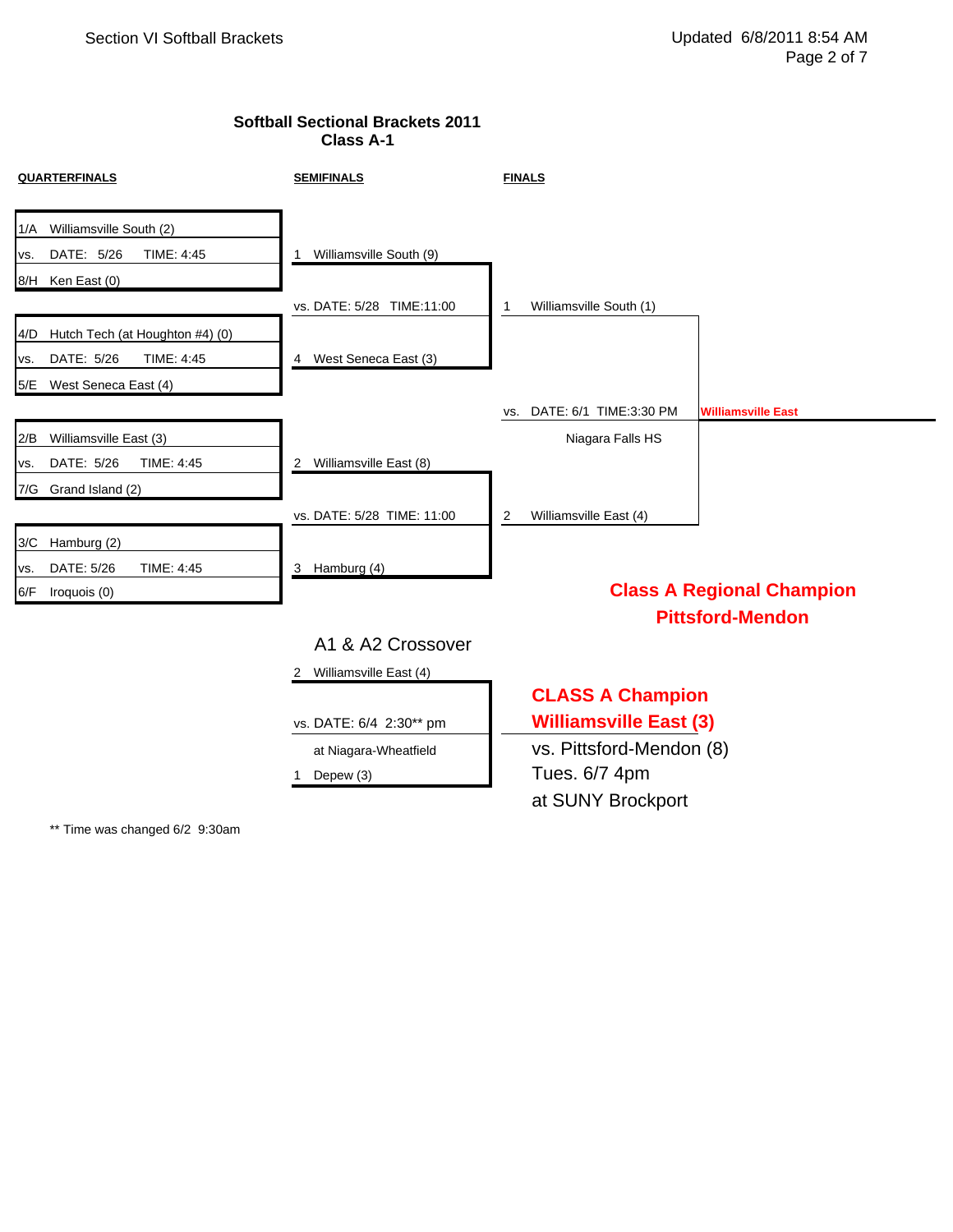# Softball Sectional Brackets 2011
## Class A-1

### QUARTERFINALS

1/A Williamsville South (2)
vs. DATE: 5/26 TIME: 4:45
8/H Ken East (0)

4/D Hutch Tech (at Houghton #4) (0)
vs. DATE: 5/26 TIME: 4:45
5/E West Seneca East (4)

2/B Williamsville East (3)
vs. DATE: 5/26 TIME: 4:45
7/G Grand Island (2)

3/C Hamburg (2)
vs. DATE: 5/26 TIME: 4:45
6/F Iroquois (0)

### SEMIFINALS

1 Williamsville South (9)
vs. DATE: 5/28 TIME:11:00
4 West Seneca East (3)

2 Williamsville East (8)
vs. DATE: 5/28 TIME: 11:00
3 Hamburg (4)

### FINALS

1 Williamsville South (1)
vs. DATE: 6/1 TIME:3:30 PM
Niagara Falls HS
2 Williamsville East (4)

**Williamsville East**

**Class A Regional Champion**
**Pittsford-Mendon**

### A1 & A2 Crossover

2 Williamsville East (4)
vs. DATE: 6/4 2:30** pm
at Niagara-Wheatfield
1 Depew (3)

**CLASS A Champion**
**Williamsville East (3)**
vs. Pittsford-Mendon (8)
Tues. 6/7 4pm
at SUNY Brockport

** Time was changed 6/2 9:30am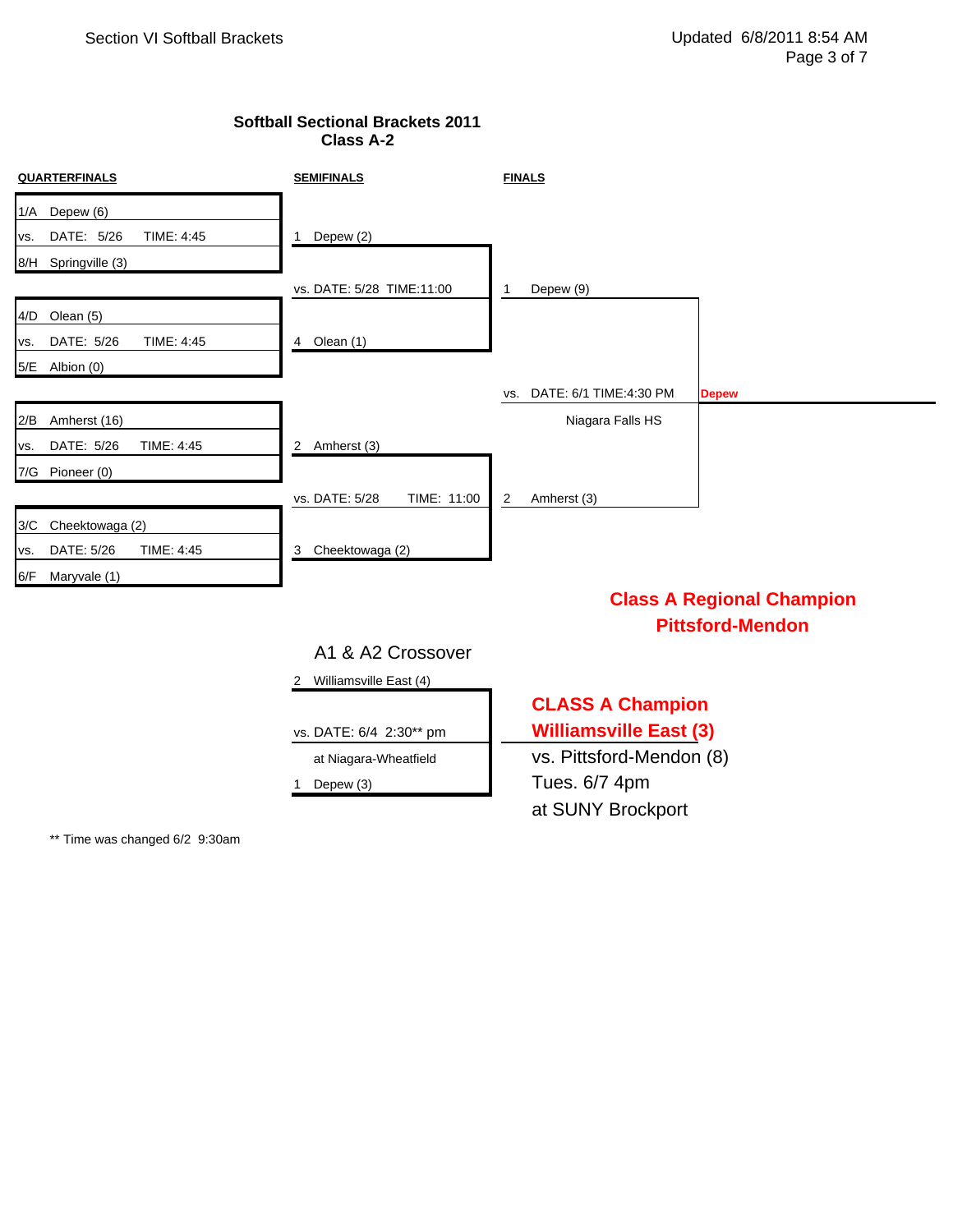## Softball Sectional Brackets 2011
### Class A-2

**QUARTERFINALS**

| Seed | Team / Info |
|---|---|
| 1/A | Depew (6) |
| vs. | DATE: 5/26 TIME: 4:45 |
| 8/H | Springville (3) |

| Seed | Team / Info |
|---|---|
| 4/D | Olean (5) |
| vs. | DATE: 5/26 TIME: 4:45 |
| 5/E | Albion (0) |

| Seed | Team / Info |
|---|---|
| 2/B | Amherst (16) |
| vs. | DATE: 5/26 TIME: 4:45 |
| 7/G | Pioneer (0) |

| Seed | Team / Info |
|---|---|
| 3/C | Cheektowaga (2) |
| vs. | DATE: 5/26 TIME: 4:45 |
| 6/F | Maryvale (1) |

**SEMIFINALS**

1 Depew (2)
vs. DATE: 5/28 TIME:11:00
4 Olean (1)

2 Amherst (3)
vs. DATE: 5/28 TIME: 11:00
3 Cheektowaga (2)

**FINALS**

1 Depew (9)
vs. DATE: 6/1 TIME:4:30 PM
Niagara Falls HS
2 Amherst (3)

**Depew**

**Class A Regional Champion**
**Pittsford-Mendon**

### A1 & A2 Crossover

2 Williamsville East (4)
vs. DATE: 6/4 2:30** pm
at Niagara-Wheatfield
1 Depew (3)

**CLASS A Champion**
**Williamsville East (3)**
vs. Pittsford-Mendon (8)
Tues. 6/7 4pm
at SUNY Brockport

** Time was changed 6/2 9:30am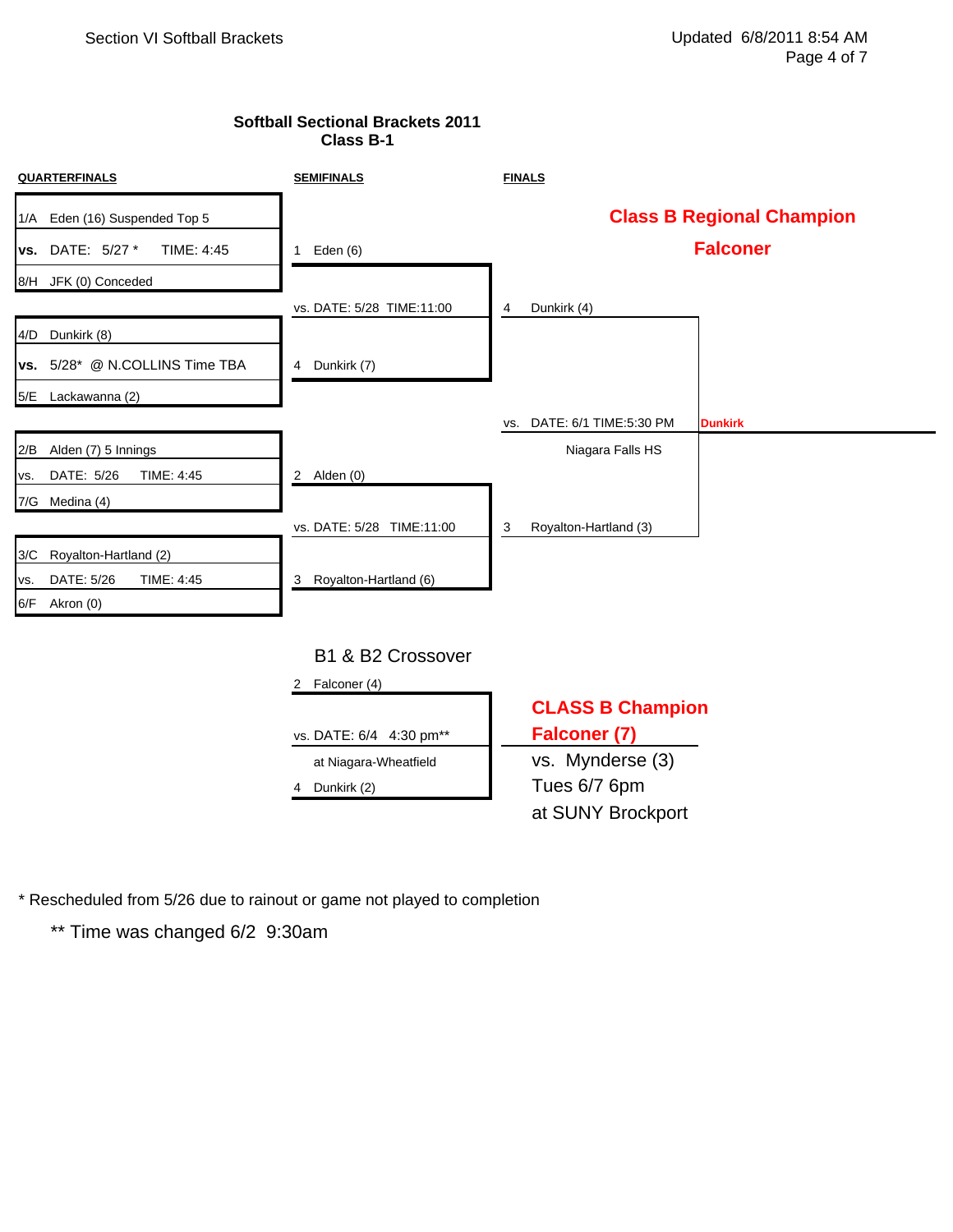Section VI Softball Brackets

Updated 6/8/2011 8:54 AM

## Softball Sectional Brackets 2011
## Class B-1

### QUARTERFINALS

1/A Eden (16) Suspended Top 5
**vs.** DATE: 5/27 * TIME: 4:45
8/H JFK (0) Conceded

4/D Dunkirk (8)
**vs.** 5/28* @ N.COLLINS Time TBA
5/E Lackawanna (2)

2/B Alden (7) 5 Innings
vs. DATE: 5/26 TIME: 4:45
7/G Medina (4)

3/C Royalton-Hartland (2)
vs. DATE: 5/26 TIME: 4:45
6/F Akron (0)

### SEMIFINALS

1 Eden (6)
vs. DATE: 5/28 TIME:11:00
4 Dunkirk (7)

2 Alden (0)
vs. DATE: 5/28 TIME:11:00
3 Royalton-Hartland (6)

### FINALS

4 Dunkirk (4)
vs. DATE: 6/1 TIME:5:30 PM
Niagara Falls HS
3 Royalton-Hartland (3)

**Dunkirk**

**Class B Regional Champion**

**Falconer**

### B1 & B2 Crossover

2 Falconer (4)
vs. DATE: 6/4 4:30 pm**
at Niagara-Wheatfield
4 Dunkirk (2)

**CLASS B Champion**
**Falconer (7)**
vs. Mynderse (3)
Tues 6/7 6pm
at SUNY Brockport

* Rescheduled from 5/26 due to rainout or game not played to completion

** Time was changed 6/2 9:30am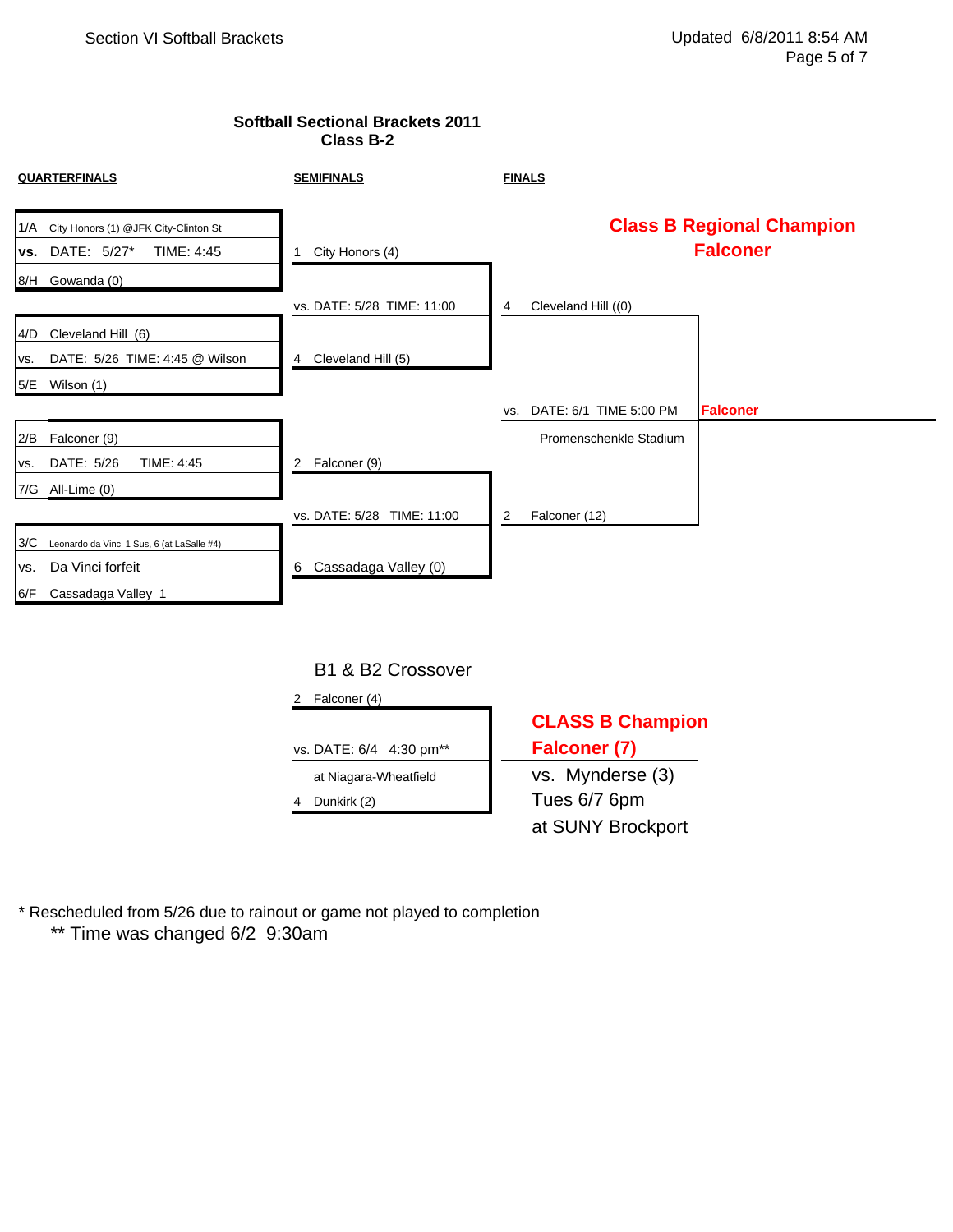# Softball Sectional Brackets 2011
## Class B-2

### QUARTERFINALS

1/A City Honors (1) @JFK City-Clinton St
vs. DATE: 5/27* TIME: 4:45
8/H Gowanda (0)

4/D Cleveland Hill (6)
vs. DATE: 5/26 TIME: 4:45 @ Wilson
5/E Wilson (1)

2/B Falconer (9)
vs. DATE: 5/26 TIME: 4:45
7/G All-Lime (0)

3/C Leonardo da Vinci 1 Sus, 6 (at LaSalle #4)
vs. Da Vinci forfeit
6/F Cassadaga Valley 1

### SEMIFINALS

1 City Honors (4)
vs. DATE: 5/28 TIME: 11:00
4 Cleveland Hill (5)

2 Falconer (9)
vs. DATE: 5/28 TIME: 11:00
6 Cassadaga Valley (0)

### FINALS

4 Cleveland Hill ((0)
vs. DATE: 6/1 TIME 5:00 PM
Promenschenkle Stadium
2 Falconer (12)

**Class B Regional Champion**
**Falconer**

**Falconer**

### B1 & B2 Crossover

2 Falconer (4)
vs. DATE: 6/4 4:30 pm**
at Niagara-Wheatfield
4 Dunkirk (2)

**CLASS B Champion**
**Falconer (7)**
vs. Mynderse (3)
Tues 6/7 6pm
at SUNY Brockport

\* Rescheduled from 5/26 due to rainout or game not played to completion
** Time was changed 6/2 9:30am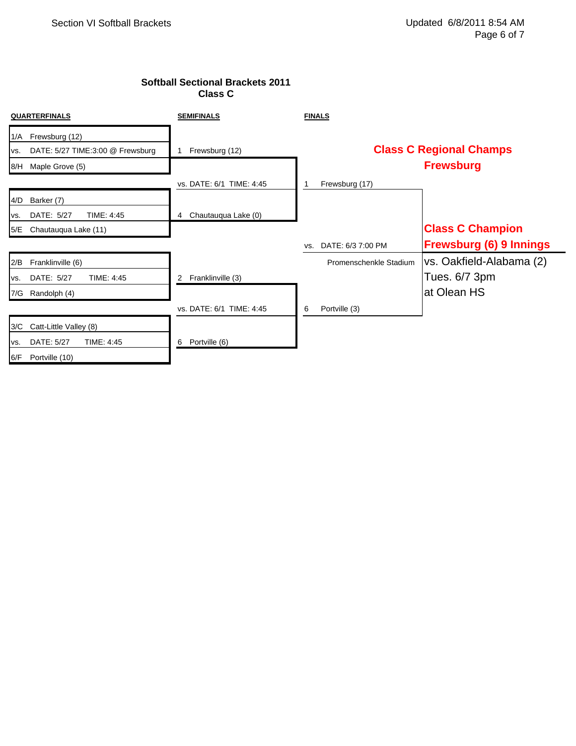## Softball Sectional Brackets 2011
### Class C

### QUARTERFINALS

| Seed | Team |
|---|---|
| 1/A | Frewsburg (12) |
| vs. | DATE: 5/27 TIME:3:00 @ Frewsburg |
| 8/H | Maple Grove (5) |

| Seed | Team |
|---|---|
| 4/D | Barker (7) |
| vs. | DATE: 5/27 TIME: 4:45 |
| 5/E | Chautauqua Lake (11) |

| Seed | Team |
|---|---|
| 2/B | Franklinville (6) |
| vs. | DATE: 5/27 TIME: 4:45 |
| 7/G | Randolph (4) |

| Seed | Team |
|---|---|
| 3/C | Catt-Little Valley (8) |
| vs. | DATE: 5/27 TIME: 4:45 |
| 6/F | Portville (10) |

### SEMIFINALS

| Seed | Team |
|---|---|
| 1 | Frewsburg (12) |
| vs. | DATE: 6/1 TIME: 4:45 |
| 4 | Chautauqua Lake (0) |

| Seed | Team |
|---|---|
| 2 | Franklinville (3) |
| vs. | DATE: 6/1 TIME: 4:45 |
| 6 | Portville (6) |

### FINALS

| Seed | Team |
|---|---|
| 1 | Frewsburg (17) |
| vs. | DATE: 6/3 7:00 PM |
| | Promenschenkle Stadium |
| 6 | Portville (3) |

**Class C Regional Champs**
**Frewsburg**

**Class C Champion**
**Frewsburg (6) 9 Innings**
vs. Oakfield-Alabama (2)
Tues. 6/7 3pm
at Olean HS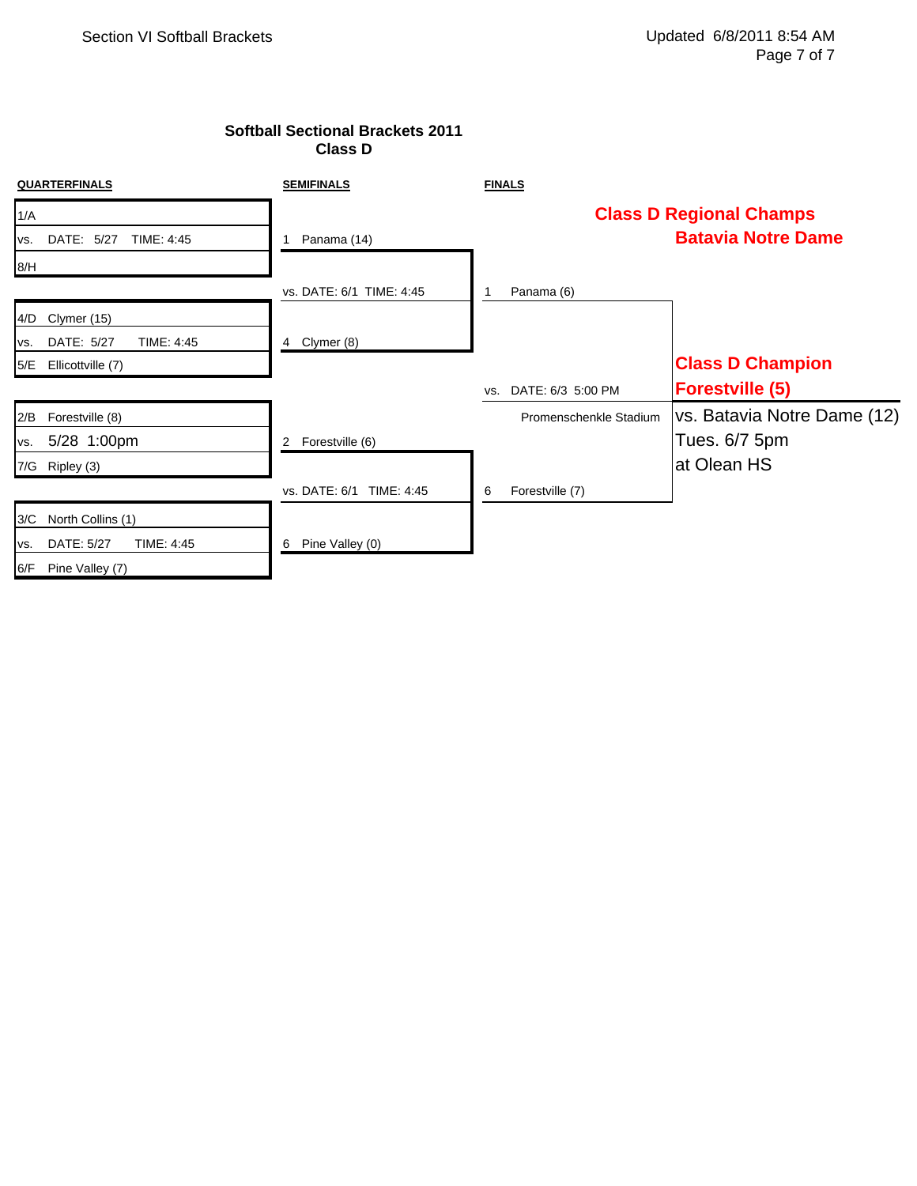# Softball Sectional Brackets 2011
## Class D

**QUARTERFINALS**

1/A
vs. DATE: 5/27 TIME: 4:45
8/H

4/D Clymer (15)
vs. DATE: 5/27 TIME: 4:45
5/E Ellicottville (7)

2/B Forestville (8)
vs. 5/28 1:00pm
7/G Ripley (3)

3/C North Collins (1)
vs. DATE: 5/27 TIME: 4:45
6/F Pine Valley (7)

**SEMIFINALS**

1 Panama (14)
vs. DATE: 6/1 TIME: 4:45
4 Clymer (8)

2 Forestville (6)
vs. DATE: 6/1 TIME: 4:45
6 Pine Valley (0)

**FINALS**

1 Panama (6)
vs. DATE: 6/3 5:00 PM
Promenschenkle Stadium
6 Forestville (7)

**Class D Champion**
**Forestville (5)**
vs. Batavia Notre Dame (12)
Tues. 6/7 5pm
at Olean HS

**Class D Regional Champs**
**Batavia Notre Dame**